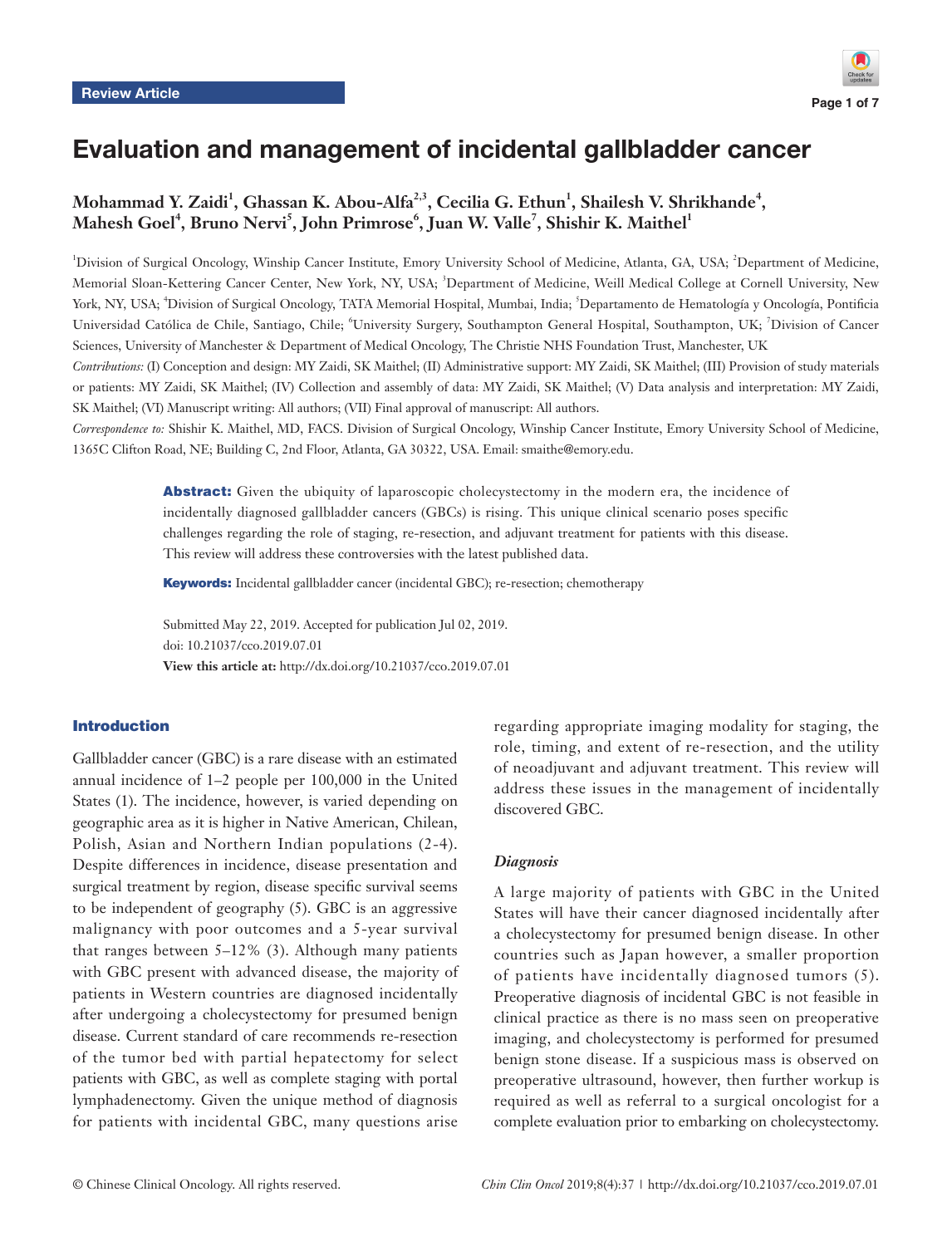Review Article

# Evaluation and management of incidental gallbladder cancer

**Mohammad Y. Zaidi[1], Ghassan K. Abou-Alfa[2,3], Cecilia G. Ethun[1], Shailesh V. Shrikhande[4], Mahesh Goel[4], Bruno Nervi[5], John Primrose[6], Juan W. Valle[7], Shishir K. Maithel[1]**

[1]Division of Surgical Oncology, Winship Cancer Institute, Emory University School of Medicine, Atlanta, GA, USA; [2]Department of Medicine, Memorial Sloan-Kettering Cancer Center, New York, NY, USA; [3]Department of Medicine, Weill Medical College at Cornell University, New York, NY, USA; [4]Division of Surgical Oncology, TATA Memorial Hospital, Mumbai, India; [5]Departamento de Hematología y Oncología, Pontificia Universidad Católica de Chile, Santiago, Chile; [6]University Surgery, Southampton General Hospital, Southampton, UK; [7]Division of Cancer Sciences, University of Manchester & Department of Medical Oncology, The Christie NHS Foundation Trust, Manchester, UK

*Contributions:* (I) Conception and design: MY Zaidi, SK Maithel; (II) Administrative support: MY Zaidi, SK Maithel; (III) Provision of study materials or patients: MY Zaidi, SK Maithel; (IV) Collection and assembly of data: MY Zaidi, SK Maithel; (V) Data analysis and interpretation: MY Zaidi, SK Maithel; (VI) Manuscript writing: All authors; (VII) Final approval of manuscript: All authors.

*Correspondence to:* Shishir K. Maithel, MD, FACS. Division of Surgical Oncology, Winship Cancer Institute, Emory University School of Medicine, 1365C Clifton Road, NE; Building C, 2nd Floor, Atlanta, GA 30322, USA. Email: smaithe@emory.edu.

**Abstract:** Given the ubiquity of laparoscopic cholecystectomy in the modern era, the incidence of incidentally diagnosed gallbladder cancers (GBCs) is rising. This unique clinical scenario poses specific challenges regarding the role of staging, re-resection, and adjuvant treatment for patients with this disease. This review will address these controversies with the latest published data.

**Keywords:** Incidental gallbladder cancer (incidental GBC); re-resection; chemotherapy

Submitted May 22, 2019. Accepted for publication Jul 02, 2019.
doi: 10.21037/cco.2019.07.01
**View this article at:** http://dx.doi.org/10.21037/cco.2019.07.01

## Introduction

Gallbladder cancer (GBC) is a rare disease with an estimated annual incidence of 1–2 people per 100,000 in the United States (1). The incidence, however, is varied depending on geographic area as it is higher in Native American, Chilean, Polish, Asian and Northern Indian populations (2-4). Despite differences in incidence, disease presentation and surgical treatment by region, disease specific survival seems to be independent of geography (5). GBC is an aggressive malignancy with poor outcomes and a 5-year survival that ranges between 5–12% (3). Although many patients with GBC present with advanced disease, the majority of patients in Western countries are diagnosed incidentally after undergoing a cholecystectomy for presumed benign disease. Current standard of care recommends re-resection of the tumor bed with partial hepatectomy for select patients with GBC, as well as complete staging with portal lymphadenectomy. Given the unique method of diagnosis for patients with incidental GBC, many questions arise regarding appropriate imaging modality for staging, the role, timing, and extent of re-resection, and the utility of neoadjuvant and adjuvant treatment. This review will address these issues in the management of incidentally discovered GBC.

### *Diagnosis*

A large majority of patients with GBC in the United States will have their cancer diagnosed incidentally after a cholecystectomy for presumed benign disease. In other countries such as Japan however, a smaller proportion of patients have incidentally diagnosed tumors (5). Preoperative diagnosis of incidental GBC is not feasible in clinical practice as there is no mass seen on preoperative imaging, and cholecystectomy is performed for presumed benign stone disease. If a suspicious mass is observed on preoperative ultrasound, however, then further workup is required as well as referral to a surgical oncologist for a complete evaluation prior to embarking on cholecystectomy.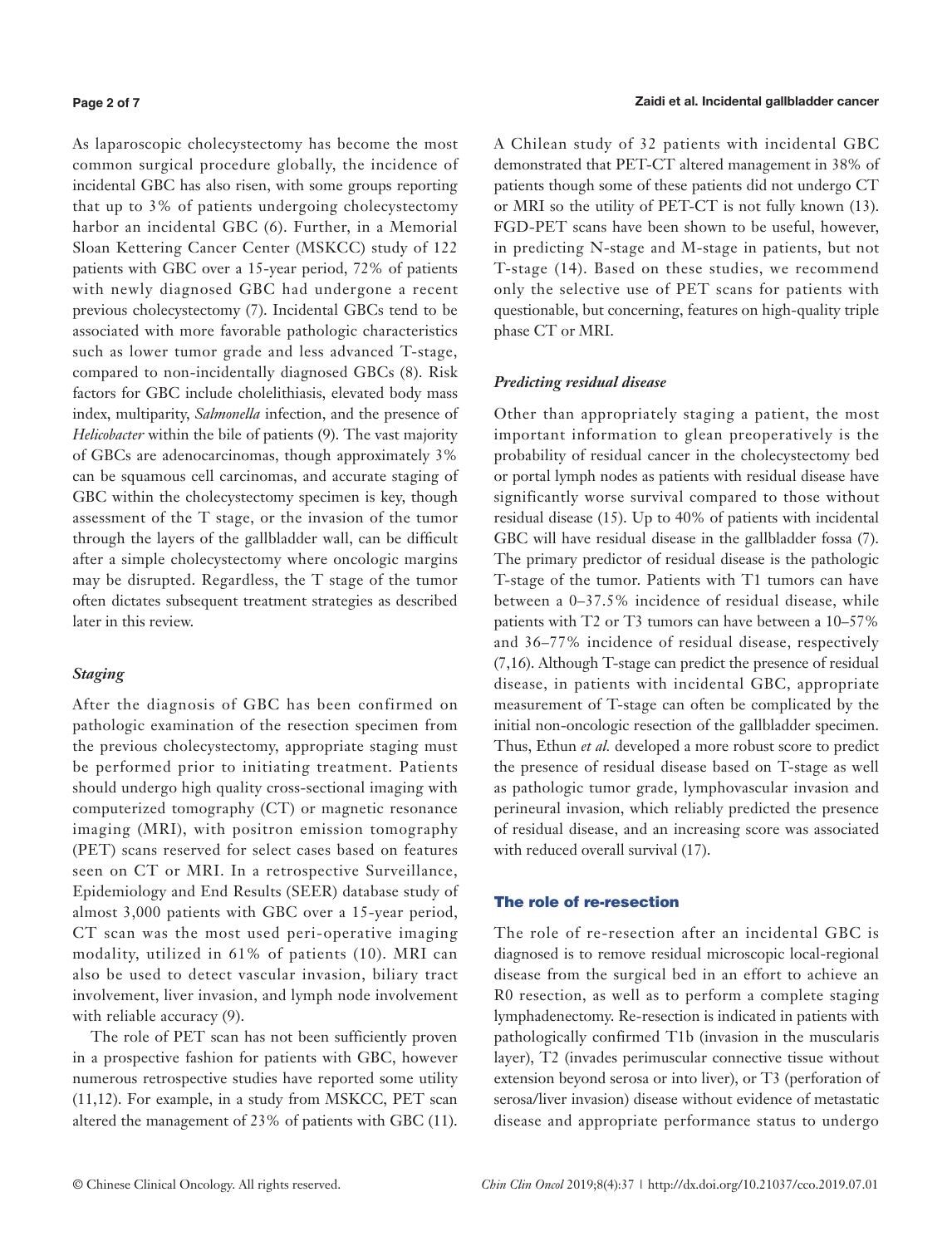As laparoscopic cholecystectomy has become the most common surgical procedure globally, the incidence of incidental GBC has also risen, with some groups reporting that up to 3% of patients undergoing cholecystectomy harbor an incidental GBC (6). Further, in a Memorial Sloan Kettering Cancer Center (MSKCC) study of 122 patients with GBC over a 15-year period, 72% of patients with newly diagnosed GBC had undergone a recent previous cholecystectomy (7). Incidental GBCs tend to be associated with more favorable pathologic characteristics such as lower tumor grade and less advanced T-stage, compared to non-incidentally diagnosed GBCs (8). Risk factors for GBC include cholelithiasis, elevated body mass index, multiparity, *Salmonella* infection, and the presence of *Helicobacter* within the bile of patients (9). The vast majority of GBCs are adenocarcinomas, though approximately 3% can be squamous cell carcinomas, and accurate staging of GBC within the cholecystectomy specimen is key, though assessment of the T stage, or the invasion of the tumor through the layers of the gallbladder wall, can be difficult after a simple cholecystectomy where oncologic margins may be disrupted. Regardless, the T stage of the tumor often dictates subsequent treatment strategies as described later in this review.

### *Staging*

After the diagnosis of GBC has been confirmed on pathologic examination of the resection specimen from the previous cholecystectomy, appropriate staging must be performed prior to initiating treatment. Patients should undergo high quality cross-sectional imaging with computerized tomography (CT) or magnetic resonance imaging (MRI), with positron emission tomography (PET) scans reserved for select cases based on features seen on CT or MRI. In a retrospective Surveillance, Epidemiology and End Results (SEER) database study of almost 3,000 patients with GBC over a 15-year period, CT scan was the most used peri-operative imaging modality, utilized in 61% of patients (10). MRI can also be used to detect vascular invasion, biliary tract involvement, liver invasion, and lymph node involvement with reliable accuracy (9).

The role of PET scan has not been sufficiently proven in a prospective fashion for patients with GBC, however numerous retrospective studies have reported some utility (11,12). For example, in a study from MSKCC, PET scan altered the management of 23% of patients with GBC (11). A Chilean study of 32 patients with incidental GBC demonstrated that PET-CT altered management in 38% of patients though some of these patients did not undergo CT or MRI so the utility of PET-CT is not fully known (13). FGD-PET scans have been shown to be useful, however, in predicting N-stage and M-stage in patients, but not T-stage (14). Based on these studies, we recommend only the selective use of PET scans for patients with questionable, but concerning, features on high-quality triple phase CT or MRI.

### *Predicting residual disease*

Other than appropriately staging a patient, the most important information to glean preoperatively is the probability of residual cancer in the cholecystectomy bed or portal lymph nodes as patients with residual disease have significantly worse survival compared to those without residual disease (15). Up to 40% of patients with incidental GBC will have residual disease in the gallbladder fossa (7). The primary predictor of residual disease is the pathologic T-stage of the tumor. Patients with T1 tumors can have between a 0–37.5% incidence of residual disease, while patients with T2 or T3 tumors can have between a 10–57% and 36–77% incidence of residual disease, respectively (7,16). Although T-stage can predict the presence of residual disease, in patients with incidental GBC, appropriate measurement of T-stage can often be complicated by the initial non-oncologic resection of the gallbladder specimen. Thus, Ethun *et al.* developed a more robust score to predict the presence of residual disease based on T-stage as well as pathologic tumor grade, lymphovascular invasion and perineural invasion, which reliably predicted the presence of residual disease, and an increasing score was associated with reduced overall survival (17).

## The role of re-resection

The role of re-resection after an incidental GBC is diagnosed is to remove residual microscopic local-regional disease from the surgical bed in an effort to achieve an R0 resection, as well as to perform a complete staging lymphadenectomy. Re-resection is indicated in patients with pathologically confirmed T1b (invasion in the muscularis layer), T2 (invades perimuscular connective tissue without extension beyond serosa or into liver), or T3 (perforation of serosa/liver invasion) disease without evidence of metastatic disease and appropriate performance status to undergo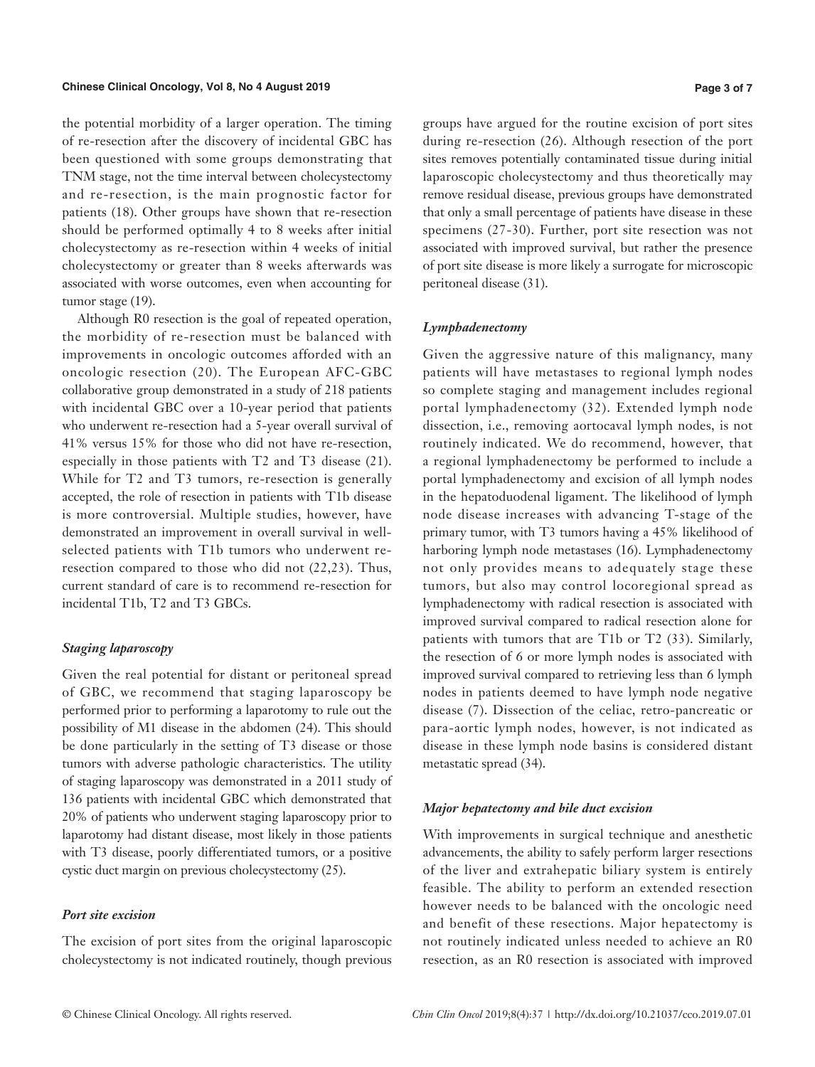the potential morbidity of a larger operation. The timing of re-resection after the discovery of incidental GBC has been questioned with some groups demonstrating that TNM stage, not the time interval between cholecystectomy and re-resection, is the main prognostic factor for patients (18). Other groups have shown that re-resection should be performed optimally 4 to 8 weeks after initial cholecystectomy as re-resection within 4 weeks of initial cholecystectomy or greater than 8 weeks afterwards was associated with worse outcomes, even when accounting for tumor stage (19).

Although R0 resection is the goal of repeated operation, the morbidity of re-resection must be balanced with improvements in oncologic outcomes afforded with an oncologic resection (20). The European AFC-GBC collaborative group demonstrated in a study of 218 patients with incidental GBC over a 10-year period that patients who underwent re-resection had a 5-year overall survival of 41% versus 15% for those who did not have re-resection, especially in those patients with T2 and T3 disease (21). While for T2 and T3 tumors, re-resection is generally accepted, the role of resection in patients with T1b disease is more controversial. Multiple studies, however, have demonstrated an improvement in overall survival in well-selected patients with T1b tumors who underwent re-resection compared to those who did not (22,23). Thus, current standard of care is to recommend re-resection for incidental T1b, T2 and T3 GBCs.

### *Staging laparoscopy*

Given the real potential for distant or peritoneal spread of GBC, we recommend that staging laparoscopy be performed prior to performing a laparotomy to rule out the possibility of M1 disease in the abdomen (24). This should be done particularly in the setting of T3 disease or those tumors with adverse pathologic characteristics. The utility of staging laparoscopy was demonstrated in a 2011 study of 136 patients with incidental GBC which demonstrated that 20% of patients who underwent staging laparoscopy prior to laparotomy had distant disease, most likely in those patients with T3 disease, poorly differentiated tumors, or a positive cystic duct margin on previous cholecystectomy (25).

### *Port site excision*

The excision of port sites from the original laparoscopic cholecystectomy is not indicated routinely, though previous groups have argued for the routine excision of port sites during re-resection (26). Although resection of the port sites removes potentially contaminated tissue during initial laparoscopic cholecystectomy and thus theoretically may remove residual disease, previous groups have demonstrated that only a small percentage of patients have disease in these specimens (27-30). Further, port site resection was not associated with improved survival, but rather the presence of port site disease is more likely a surrogate for microscopic peritoneal disease (31).

### *Lymphadenectomy*

Given the aggressive nature of this malignancy, many patients will have metastases to regional lymph nodes so complete staging and management includes regional portal lymphadenectomy (32). Extended lymph node dissection, i.e., removing aortocaval lymph nodes, is not routinely indicated. We do recommend, however, that a regional lymphadenectomy be performed to include a portal lymphadenectomy and excision of all lymph nodes in the hepatoduodenal ligament. The likelihood of lymph node disease increases with advancing T-stage of the primary tumor, with T3 tumors having a 45% likelihood of harboring lymph node metastases (16). Lymphadenectomy not only provides means to adequately stage these tumors, but also may control locoregional spread as lymphadenectomy with radical resection is associated with improved survival compared to radical resection alone for patients with tumors that are T1b or T2 (33). Similarly, the resection of 6 or more lymph nodes is associated with improved survival compared to retrieving less than 6 lymph nodes in patients deemed to have lymph node negative disease (7). Dissection of the celiac, retro-pancreatic or para-aortic lymph nodes, however, is not indicated as disease in these lymph node basins is considered distant metastatic spread (34).

### *Major hepatectomy and bile duct excision*

With improvements in surgical technique and anesthetic advancements, the ability to safely perform larger resections of the liver and extrahepatic biliary system is entirely feasible. The ability to perform an extended resection however needs to be balanced with the oncologic need and benefit of these resections. Major hepatectomy is not routinely indicated unless needed to achieve an R0 resection, as an R0 resection is associated with improved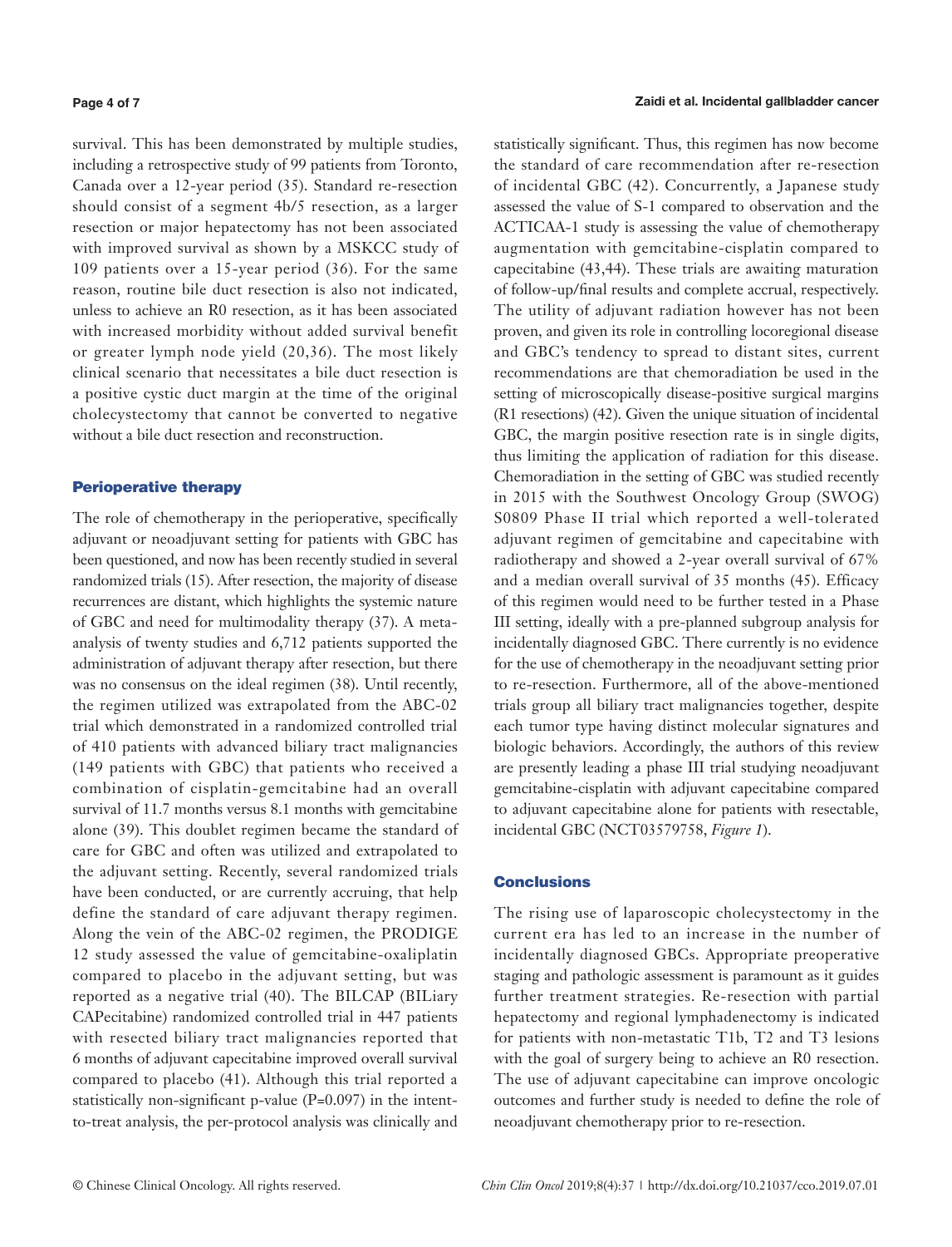survival. This has been demonstrated by multiple studies, including a retrospective study of 99 patients from Toronto, Canada over a 12-year period (35). Standard re-resection should consist of a segment 4b/5 resection, as a larger resection or major hepatectomy has not been associated with improved survival as shown by a MSKCC study of 109 patients over a 15-year period (36). For the same reason, routine bile duct resection is also not indicated, unless to achieve an R0 resection, as it has been associated with increased morbidity without added survival benefit or greater lymph node yield (20,36). The most likely clinical scenario that necessitates a bile duct resection is a positive cystic duct margin at the time of the original cholecystectomy that cannot be converted to negative without a bile duct resection and reconstruction.

## Perioperative therapy

The role of chemotherapy in the perioperative, specifically adjuvant or neoadjuvant setting for patients with GBC has been questioned, and now has been recently studied in several randomized trials (15). After resection, the majority of disease recurrences are distant, which highlights the systemic nature of GBC and need for multimodality therapy (37). A meta-analysis of twenty studies and 6,712 patients supported the administration of adjuvant therapy after resection, but there was no consensus on the ideal regimen (38). Until recently, the regimen utilized was extrapolated from the ABC-02 trial which demonstrated in a randomized controlled trial of 410 patients with advanced biliary tract malignancies (149 patients with GBC) that patients who received a combination of cisplatin-gemcitabine had an overall survival of 11.7 months versus 8.1 months with gemcitabine alone (39). This doublet regimen became the standard of care for GBC and often was utilized and extrapolated to the adjuvant setting. Recently, several randomized trials have been conducted, or are currently accruing, that help define the standard of care adjuvant therapy regimen. Along the vein of the ABC-02 regimen, the PRODIGE 12 study assessed the value of gemcitabine-oxaliplatin compared to placebo in the adjuvant setting, but was reported as a negative trial (40). The BILCAP (BILiary CAPecitabine) randomized controlled trial in 447 patients with resected biliary tract malignancies reported that 6 months of adjuvant capecitabine improved overall survival compared to placebo (41). Although this trial reported a statistically non-significant p-value (P=0.097) in the intent-to-treat analysis, the per-protocol analysis was clinically and statistically significant. Thus, this regimen has now become the standard of care recommendation after re-resection of incidental GBC (42). Concurrently, a Japanese study assessed the value of S-1 compared to observation and the ACTICAA-1 study is assessing the value of chemotherapy augmentation with gemcitabine-cisplatin compared to capecitabine (43,44). These trials are awaiting maturation of follow-up/final results and complete accrual, respectively. The utility of adjuvant radiation however has not been proven, and given its role in controlling locoregional disease and GBC's tendency to spread to distant sites, current recommendations are that chemoradiation be used in the setting of microscopically disease-positive surgical margins (R1 resections) (42). Given the unique situation of incidental GBC, the margin positive resection rate is in single digits, thus limiting the application of radiation for this disease. Chemoradiation in the setting of GBC was studied recently in 2015 with the Southwest Oncology Group (SWOG) S0809 Phase II trial which reported a well-tolerated adjuvant regimen of gemcitabine and capecitabine with radiotherapy and showed a 2-year overall survival of 67% and a median overall survival of 35 months (45). Efficacy of this regimen would need to be further tested in a Phase III setting, ideally with a pre-planned subgroup analysis for incidentally diagnosed GBC. There currently is no evidence for the use of chemotherapy in the neoadjuvant setting prior to re-resection. Furthermore, all of the above-mentioned trials group all biliary tract malignancies together, despite each tumor type having distinct molecular signatures and biologic behaviors. Accordingly, the authors of this review are presently leading a phase III trial studying neoadjuvant gemcitabine-cisplatin with adjuvant capecitabine compared to adjuvant capecitabine alone for patients with resectable, incidental GBC (NCT03579758, *Figure 1*).

## Conclusions

The rising use of laparoscopic cholecystectomy in the current era has led to an increase in the number of incidentally diagnosed GBCs. Appropriate preoperative staging and pathologic assessment is paramount as it guides further treatment strategies. Re-resection with partial hepatectomy and regional lymphadenectomy is indicated for patients with non-metastatic T1b, T2 and T3 lesions with the goal of surgery being to achieve an R0 resection. The use of adjuvant capecitabine can improve oncologic outcomes and further study is needed to define the role of neoadjuvant chemotherapy prior to re-resection.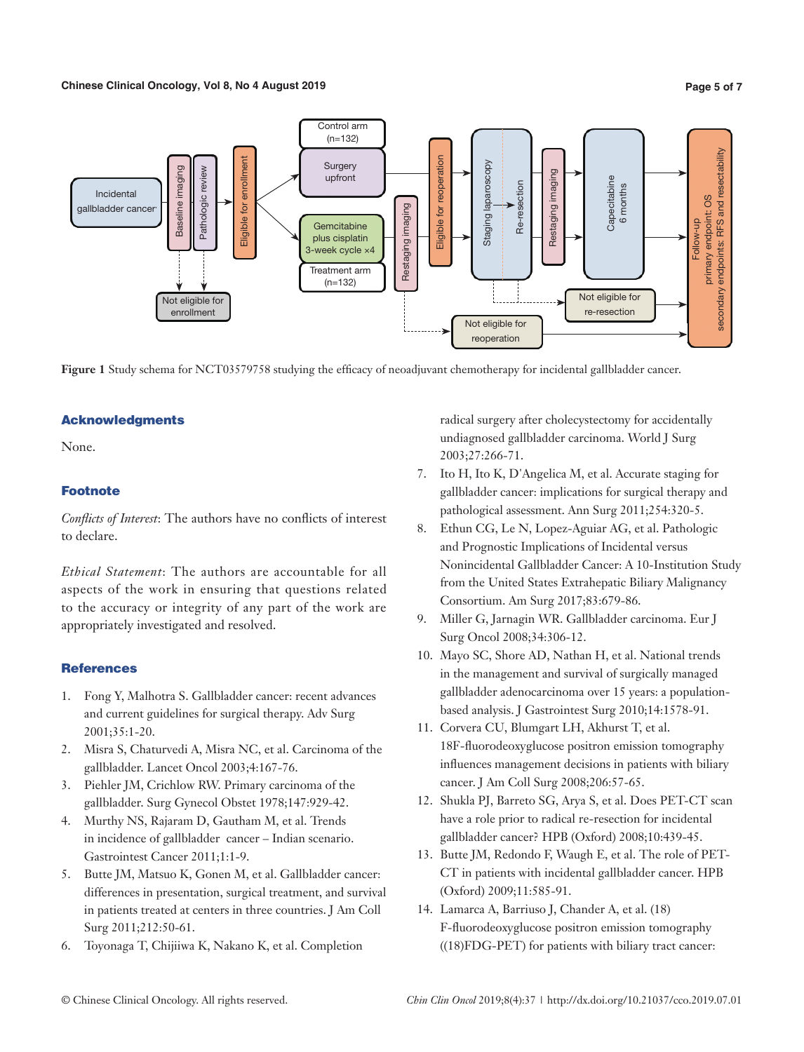**Figure 1** Study schema for NCT03579758 studying the efficacy of neoadjuvant chemotherapy for incidental gallbladder cancer.

## Acknowledgments

None.

## Footnote

*Conflicts of Interest*: The authors have no conflicts of interest to declare.

*Ethical Statement*: The authors are accountable for all aspects of the work in ensuring that questions related to the accuracy or integrity of any part of the work are appropriately investigated and resolved.

## References

1. Fong Y, Malhotra S. Gallbladder cancer: recent advances and current guidelines for surgical therapy. Adv Surg 2001;35:1-20.
2. Misra S, Chaturvedi A, Misra NC, et al. Carcinoma of the gallbladder. Lancet Oncol 2003;4:167-76.
3. Piehler JM, Crichlow RW. Primary carcinoma of the gallbladder. Surg Gynecol Obstet 1978;147:929-42.
4. Murthy NS, Rajaram D, Gautham M, et al. Trends in incidence of gallbladder cancer – Indian scenario. Gastrointest Cancer 2011;1:1-9.
5. Butte JM, Matsuo K, Gonen M, et al. Gallbladder cancer: differences in presentation, surgical treatment, and survival in patients treated at centers in three countries. J Am Coll Surg 2011;212:50-61.
6. Toyonaga T, Chijiiwa K, Nakano K, et al. Completion radical surgery after cholecystectomy for accidentally undiagnosed gallbladder carcinoma. World J Surg 2003;27:266-71.
7. Ito H, Ito K, D'Angelica M, et al. Accurate staging for gallbladder cancer: implications for surgical therapy and pathological assessment. Ann Surg 2011;254:320-5.
8. Ethun CG, Le N, Lopez-Aguiar AG, et al. Pathologic and Prognostic Implications of Incidental versus Nonincidental Gallbladder Cancer: A 10-Institution Study from the United States Extrahepatic Biliary Malignancy Consortium. Am Surg 2017;83:679-86.
9. Miller G, Jarnagin WR. Gallbladder carcinoma. Eur J Surg Oncol 2008;34:306-12.
10. Mayo SC, Shore AD, Nathan H, et al. National trends in the management and survival of surgically managed gallbladder adenocarcinoma over 15 years: a population-based analysis. J Gastrointest Surg 2010;14:1578-91.
11. Corvera CU, Blumgart LH, Akhurst T, et al. 18F-fluorodeoxyglucose positron emission tomography influences management decisions in patients with biliary cancer. J Am Coll Surg 2008;206:57-65.
12. Shukla PJ, Barreto SG, Arya S, et al. Does PET-CT scan have a role prior to radical re-resection for incidental gallbladder cancer? HPB (Oxford) 2008;10:439-45.
13. Butte JM, Redondo F, Waugh E, et al. The role of PET-CT in patients with incidental gallbladder cancer. HPB (Oxford) 2009;11:585-91.
14. Lamarca A, Barriuso J, Chander A, et al. (18) F-fluorodeoxyglucose positron emission tomography ((18)FDG-PET) for patients with biliary tract cancer: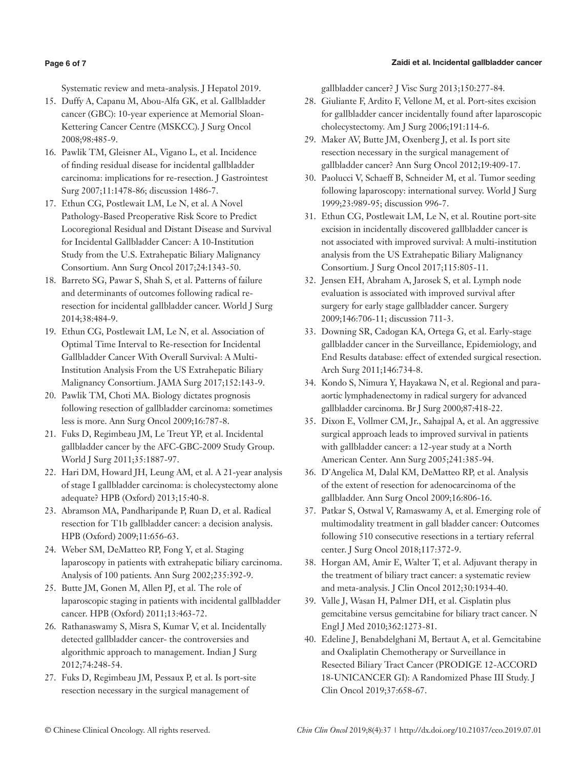Systematic review and meta-analysis. J Hepatol 2019.

15. Duffy A, Capanu M, Abou-Alfa GK, et al. Gallbladder cancer (GBC): 10-year experience at Memorial Sloan-Kettering Cancer Centre (MSKCC). J Surg Oncol 2008;98:485-9.
16. Pawlik TM, Gleisner AL, Vigano L, et al. Incidence of finding residual disease for incidental gallbladder carcinoma: implications for re-resection. J Gastrointest Surg 2007;11:1478-86; discussion 1486-7.
17. Ethun CG, Postlewait LM, Le N, et al. A Novel Pathology-Based Preoperative Risk Score to Predict Locoregional Residual and Distant Disease and Survival for Incidental Gallbladder Cancer: A 10-Institution Study from the U.S. Extrahepatic Biliary Malignancy Consortium. Ann Surg Oncol 2017;24:1343-50.
18. Barreto SG, Pawar S, Shah S, et al. Patterns of failure and determinants of outcomes following radical re-resection for incidental gallbladder cancer. World J Surg 2014;38:484-9.
19. Ethun CG, Postlewait LM, Le N, et al. Association of Optimal Time Interval to Re-resection for Incidental Gallbladder Cancer With Overall Survival: A Multi-Institution Analysis From the US Extrahepatic Biliary Malignancy Consortium. JAMA Surg 2017;152:143-9.
20. Pawlik TM, Choti MA. Biology dictates prognosis following resection of gallbladder carcinoma: sometimes less is more. Ann Surg Oncol 2009;16:787-8.
21. Fuks D, Regimbeau JM, Le Treut YP, et al. Incidental gallbladder cancer by the AFC-GBC-2009 Study Group. World J Surg 2011;35:1887-97.
22. Hari DM, Howard JH, Leung AM, et al. A 21-year analysis of stage I gallbladder carcinoma: is cholecystectomy alone adequate? HPB (Oxford) 2013;15:40-8.
23. Abramson MA, Pandharipande P, Ruan D, et al. Radical resection for T1b gallbladder cancer: a decision analysis. HPB (Oxford) 2009;11:656-63.
24. Weber SM, DeMatteo RP, Fong Y, et al. Staging laparoscopy in patients with extrahepatic biliary carcinoma. Analysis of 100 patients. Ann Surg 2002;235:392-9.
25. Butte JM, Gonen M, Allen PJ, et al. The role of laparoscopic staging in patients with incidental gallbladder cancer. HPB (Oxford) 2011;13:463-72.
26. Rathanaswamy S, Misra S, Kumar V, et al. Incidentally detected gallbladder cancer- the controversies and algorithmic approach to management. Indian J Surg 2012;74:248-54.
27. Fuks D, Regimbeau JM, Pessaux P, et al. Is port-site resection necessary in the surgical management of gallbladder cancer? J Visc Surg 2013;150:277-84.
28. Giuliante F, Ardito F, Vellone M, et al. Port-sites excision for gallbladder cancer incidentally found after laparoscopic cholecystectomy. Am J Surg 2006;191:114-6.
29. Maker AV, Butte JM, Oxenberg J, et al. Is port site resection necessary in the surgical management of gallbladder cancer? Ann Surg Oncol 2012;19:409-17.
30. Paolucci V, Schaeff B, Schneider M, et al. Tumor seeding following laparoscopy: international survey. World J Surg 1999;23:989-95; discussion 996-7.
31. Ethun CG, Postlewait LM, Le N, et al. Routine port-site excision in incidentally discovered gallbladder cancer is not associated with improved survival: A multi-institution analysis from the US Extrahepatic Biliary Malignancy Consortium. J Surg Oncol 2017;115:805-11.
32. Jensen EH, Abraham A, Jarosek S, et al. Lymph node evaluation is associated with improved survival after surgery for early stage gallbladder cancer. Surgery 2009;146:706-11; discussion 711-3.
33. Downing SR, Cadogan KA, Ortega G, et al. Early-stage gallbladder cancer in the Surveillance, Epidemiology, and End Results database: effect of extended surgical resection. Arch Surg 2011;146:734-8.
34. Kondo S, Nimura Y, Hayakawa N, et al. Regional and para-aortic lymphadenectomy in radical surgery for advanced gallbladder carcinoma. Br J Surg 2000;87:418-22.
35. Dixon E, Vollmer CM, Jr., Sahajpal A, et al. An aggressive surgical approach leads to improved survival in patients with gallbladder cancer: a 12-year study at a North American Center. Ann Surg 2005;241:385-94.
36. D'Angelica M, Dalal KM, DeMatteo RP, et al. Analysis of the extent of resection for adenocarcinoma of the gallbladder. Ann Surg Oncol 2009;16:806-16.
37. Patkar S, Ostwal V, Ramaswamy A, et al. Emerging role of multimodality treatment in gall bladder cancer: Outcomes following 510 consecutive resections in a tertiary referral center. J Surg Oncol 2018;117:372-9.
38. Horgan AM, Amir E, Walter T, et al. Adjuvant therapy in the treatment of biliary tract cancer: a systematic review and meta-analysis. J Clin Oncol 2012;30:1934-40.
39. Valle J, Wasan H, Palmer DH, et al. Cisplatin plus gemcitabine versus gemcitabine for biliary tract cancer. N Engl J Med 2010;362:1273-81.
40. Edeline J, Benabdelghani M, Bertaut A, et al. Gemcitabine and Oxaliplatin Chemotherapy or Surveillance in Resected Biliary Tract Cancer (PRODIGE 12-ACCORD 18-UNICANCER GI): A Randomized Phase III Study. J Clin Oncol 2019;37:658-67.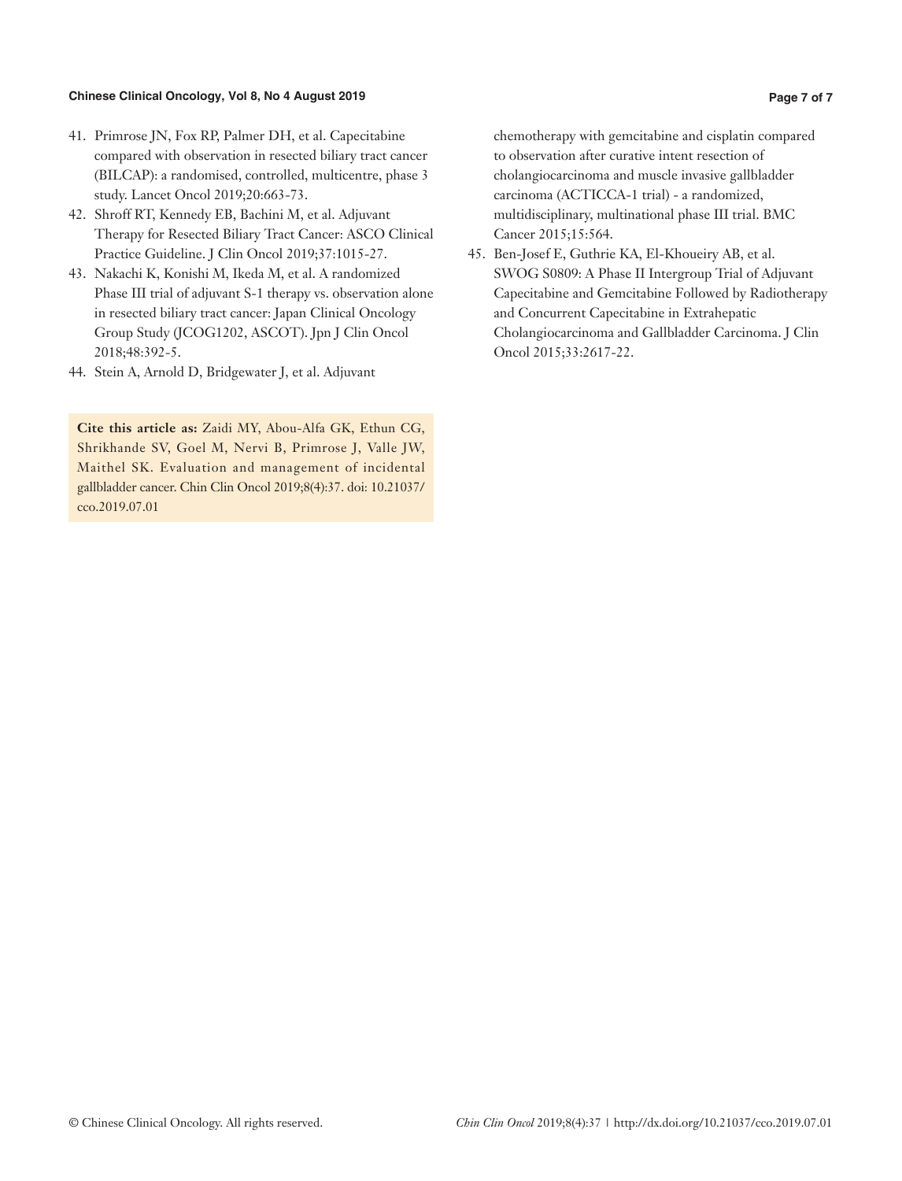41. Primrose JN, Fox RP, Palmer DH, et al. Capecitabine compared with observation in resected biliary tract cancer (BILCAP): a randomised, controlled, multicentre, phase 3 study. Lancet Oncol 2019;20:663-73.
42. Shroff RT, Kennedy EB, Bachini M, et al. Adjuvant Therapy for Resected Biliary Tract Cancer: ASCO Clinical Practice Guideline. J Clin Oncol 2019;37:1015-27.
43. Nakachi K, Konishi M, Ikeda M, et al. A randomized Phase III trial of adjuvant S-1 therapy vs. observation alone in resected biliary tract cancer: Japan Clinical Oncology Group Study (JCOG1202, ASCOT). Jpn J Clin Oncol 2018;48:392-5.
44. Stein A, Arnold D, Bridgewater J, et al. Adjuvant chemotherapy with gemcitabine and cisplatin compared to observation after curative intent resection of cholangiocarcinoma and muscle invasive gallbladder carcinoma (ACTICCA-1 trial) - a randomized, multidisciplinary, multinational phase III trial. BMC Cancer 2015;15:564.
45. Ben-Josef E, Guthrie KA, El-Khoueiry AB, et al. SWOG S0809: A Phase II Intergroup Trial of Adjuvant Capecitabine and Gemcitabine Followed by Radiotherapy and Concurrent Capecitabine in Extrahepatic Cholangiocarcinoma and Gallbladder Carcinoma. J Clin Oncol 2015;33:2617-22.

**Cite this article as:** Zaidi MY, Abou-Alfa GK, Ethun CG, Shrikhande SV, Goel M, Nervi B, Primrose J, Valle JW, Maithel SK. Evaluation and management of incidental gallbladder cancer. Chin Clin Oncol 2019;8(4):37. doi: 10.21037/cco.2019.07.01